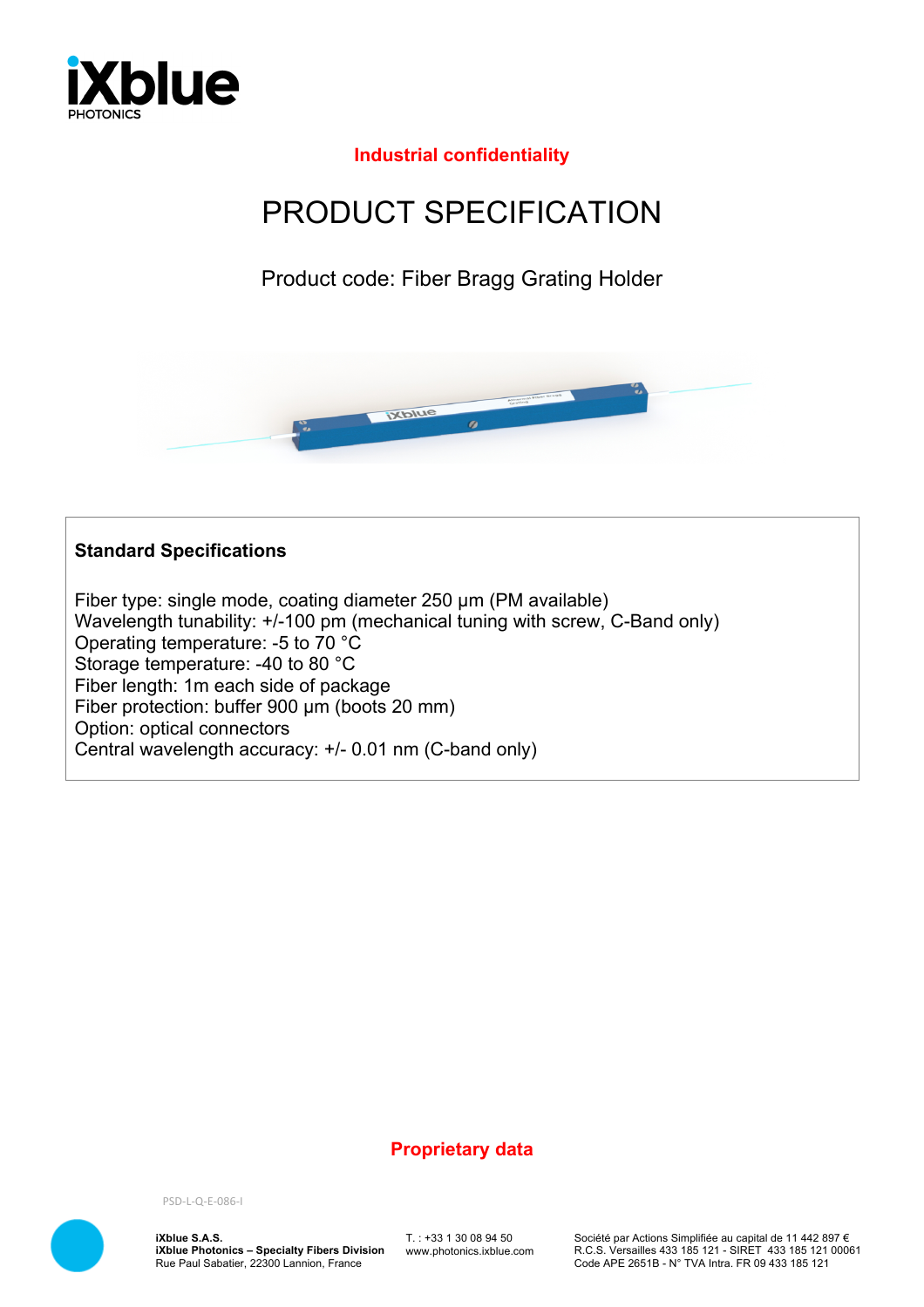**Industrial confidentiality**

# PRODUCT SPECIFICATION

Product code: Fiber Bragg Grating Holder

**Standard Specifications**

Fiber type: single mode, coating diameter 250 µm (PM available)
Wavelength tunability: +/-100 pm (mechanical tuning with screw, C-Band only)
Operating temperature: -5 to 70 °C
Storage temperature: -40 to 80 °C
Fiber length: 1m each side of package
Fiber protection: buffer 900 µm (boots 20 mm)
Option: optical connectors
Central wavelength accuracy: +/- 0.01 nm (C-band only)

**Proprietary data**

PSD-L-Q-E-086-I

**iXblue S.A.S.**
**iXblue Photonics – Specialty Fibers Division**
Rue Paul Sabatier, 22300 Lannion, France

T. : +33 1 30 08 94 50
www.photonics.ixblue.com

Société par Actions Simplifiée au capital de 11 442 897 €
R.C.S. Versailles 433 185 121 - SIRET 433 185 121 00061
Code APE 2651B - N° TVA Intra. FR 09 433 185 121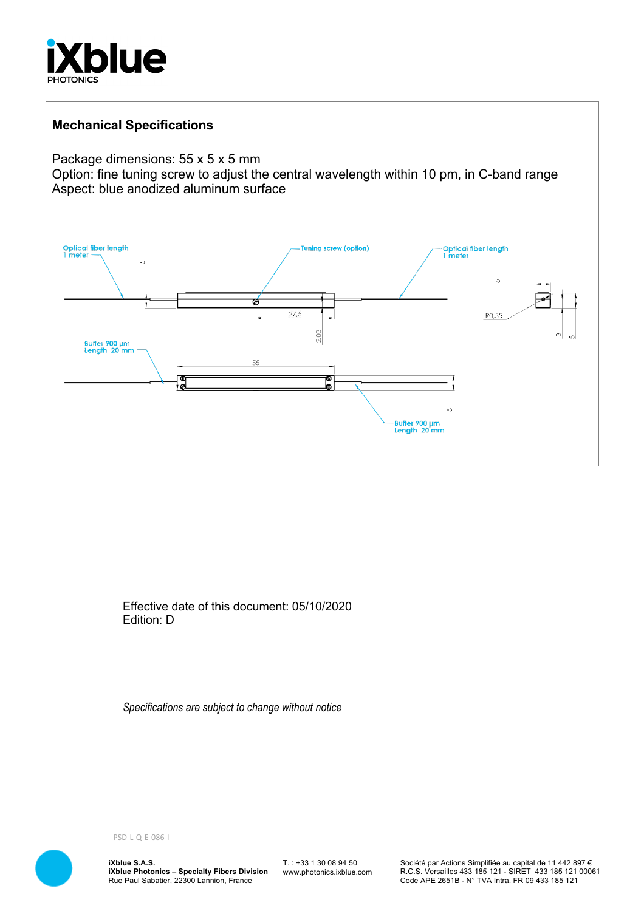## Mechanical Specifications

Package dimensions: 55 x 5 x 5 mm
Option: fine tuning screw to adjust the central wavelength within 10 pm, in C-band range
Aspect: blue anodized aluminum surface

Optical fiber length
1 meter

Tuning screw (option)

Optical fiber length
1 meter

5

27,5

2,03

5

R0,55

3

5

Buffer 900 µm
Length 20 mm

55

5

Buffer 900 µm
Length 20 mm

Effective date of this document: 05/10/2020
Edition: D

*Specifications are subject to change without notice*

PSD-L-Q-E-086-I

**iXblue S.A.S.**
**iXblue Photonics – Specialty Fibers Division**
Rue Paul Sabatier, 22300 Lannion, France

T. : +33 1 30 08 94 50
www.photonics.ixblue.com

Société par Actions Simplifiée au capital de 11 442 897 €
R.C.S. Versailles 433 185 121 - SIRET 433 185 121 00061
Code APE 2651B - N° TVA Intra. FR 09 433 185 121